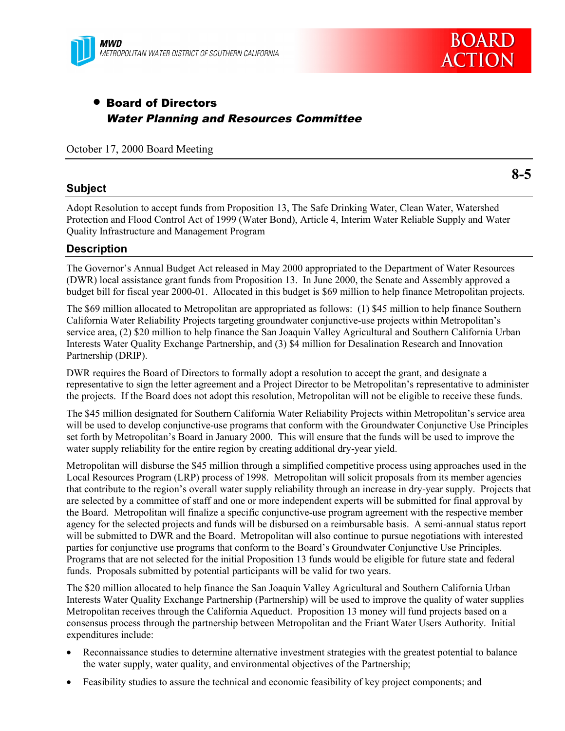**MWD**
*METROPOLITAN WATER DISTRICT OF SOUTHERN CALIFORNIA*

**BOARD ACTION**

- **Board of Directors**
  ***Water Planning and Resources Committee***

October 17, 2000 Board Meeting

**8-5**

## Subject

Adopt Resolution to accept funds from Proposition 13, The Safe Drinking Water, Clean Water, Watershed Protection and Flood Control Act of 1999 (Water Bond), Article 4, Interim Water Reliable Supply and Water Quality Infrastructure and Management Program

## Description

The Governor's Annual Budget Act released in May 2000 appropriated to the Department of Water Resources (DWR) local assistance grant funds from Proposition 13. In June 2000, the Senate and Assembly approved a budget bill for fiscal year 2000-01. Allocated in this budget is $69 million to help finance Metropolitan projects.

The $69 million allocated to Metropolitan are appropriated as follows: (1) $45 million to help finance Southern California Water Reliability Projects targeting groundwater conjunctive-use projects within Metropolitan's service area, (2) $20 million to help finance the San Joaquin Valley Agricultural and Southern California Urban Interests Water Quality Exchange Partnership, and (3) $4 million for Desalination Research and Innovation Partnership (DRIP).

DWR requires the Board of Directors to formally adopt a resolution to accept the grant, and designate a representative to sign the letter agreement and a Project Director to be Metropolitan's representative to administer the projects. If the Board does not adopt this resolution, Metropolitan will not be eligible to receive these funds.

The $45 million designated for Southern California Water Reliability Projects within Metropolitan's service area will be used to develop conjunctive-use programs that conform with the Groundwater Conjunctive Use Principles set forth by Metropolitan's Board in January 2000. This will ensure that the funds will be used to improve the water supply reliability for the entire region by creating additional dry-year yield.

Metropolitan will disburse the $45 million through a simplified competitive process using approaches used in the Local Resources Program (LRP) process of 1998. Metropolitan will solicit proposals from its member agencies that contribute to the region's overall water supply reliability through an increase in dry-year supply. Projects that are selected by a committee of staff and one or more independent experts will be submitted for final approval by the Board. Metropolitan will finalize a specific conjunctive-use program agreement with the respective member agency for the selected projects and funds will be disbursed on a reimbursable basis. A semi-annual status report will be submitted to DWR and the Board. Metropolitan will also continue to pursue negotiations with interested parties for conjunctive use programs that conform to the Board's Groundwater Conjunctive Use Principles. Programs that are not selected for the initial Proposition 13 funds would be eligible for future state and federal funds. Proposals submitted by potential participants will be valid for two years.

The $20 million allocated to help finance the San Joaquin Valley Agricultural and Southern California Urban Interests Water Quality Exchange Partnership (Partnership) will be used to improve the quality of water supplies Metropolitan receives through the California Aqueduct. Proposition 13 money will fund projects based on a consensus process through the partnership between Metropolitan and the Friant Water Users Authority. Initial expenditures include:

- Reconnaissance studies to determine alternative investment strategies with the greatest potential to balance the water supply, water quality, and environmental objectives of the Partnership;
- Feasibility studies to assure the technical and economic feasibility of key project components; and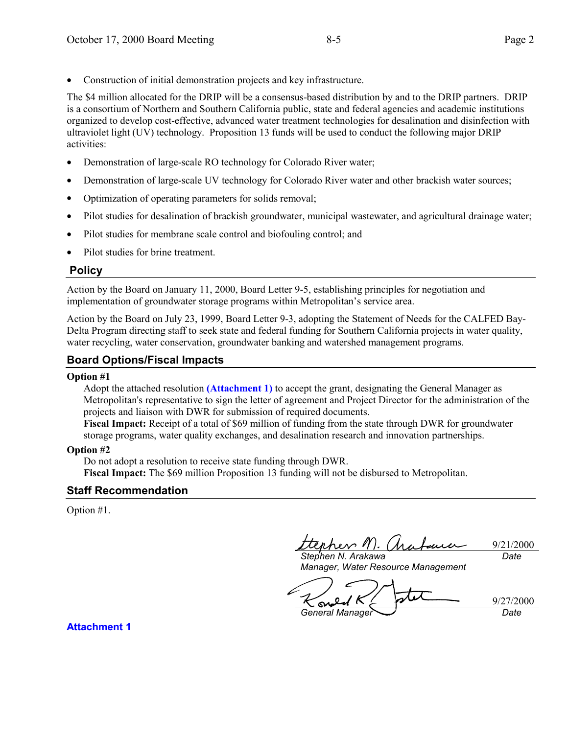- Construction of initial demonstration projects and key infrastructure.

The $4 million allocated for the DRIP will be a consensus-based distribution by and to the DRIP partners. DRIP is a consortium of Northern and Southern California public, state and federal agencies and academic institutions organized to develop cost-effective, advanced water treatment technologies for desalination and disinfection with ultraviolet light (UV) technology. Proposition 13 funds will be used to conduct the following major DRIP activities:

- Demonstration of large-scale RO technology for Colorado River water;
- Demonstration of large-scale UV technology for Colorado River water and other brackish water sources;
- Optimization of operating parameters for solids removal;
- Pilot studies for desalination of brackish groundwater, municipal wastewater, and agricultural drainage water;
- Pilot studies for membrane scale control and biofouling control; and
- Pilot studies for brine treatment.

## Policy

Action by the Board on January 11, 2000, Board Letter 9-5, establishing principles for negotiation and implementation of groundwater storage programs within Metropolitan's service area.

Action by the Board on July 23, 1999, Board Letter 9-3, adopting the Statement of Needs for the CALFED Bay-Delta Program directing staff to seek state and federal funding for Southern California projects in water quality, water recycling, water conservation, groundwater banking and watershed management programs.

## Board Options/Fiscal Impacts

**Option #1**

Adopt the attached resolution **(Attachment 1)** to accept the grant, designating the General Manager as Metropolitan's representative to sign the letter of agreement and Project Director for the administration of the projects and liaison with DWR for submission of required documents.
**Fiscal Impact:** Receipt of a total of $69 million of funding from the state through DWR for groundwater storage programs, water quality exchanges, and desalination research and innovation partnerships.

**Option #2**

Do not adopt a resolution to receive state funding through DWR.
**Fiscal Impact:** The $69 million Proposition 13 funding will not be disbursed to Metropolitan.

## Staff Recommendation

Option #1.

*Stephen N. Arakawa*
*Manager, Water Resource Management*
9/21/2000
*Date*

*General Manager*
9/27/2000
*Date*

**Attachment 1**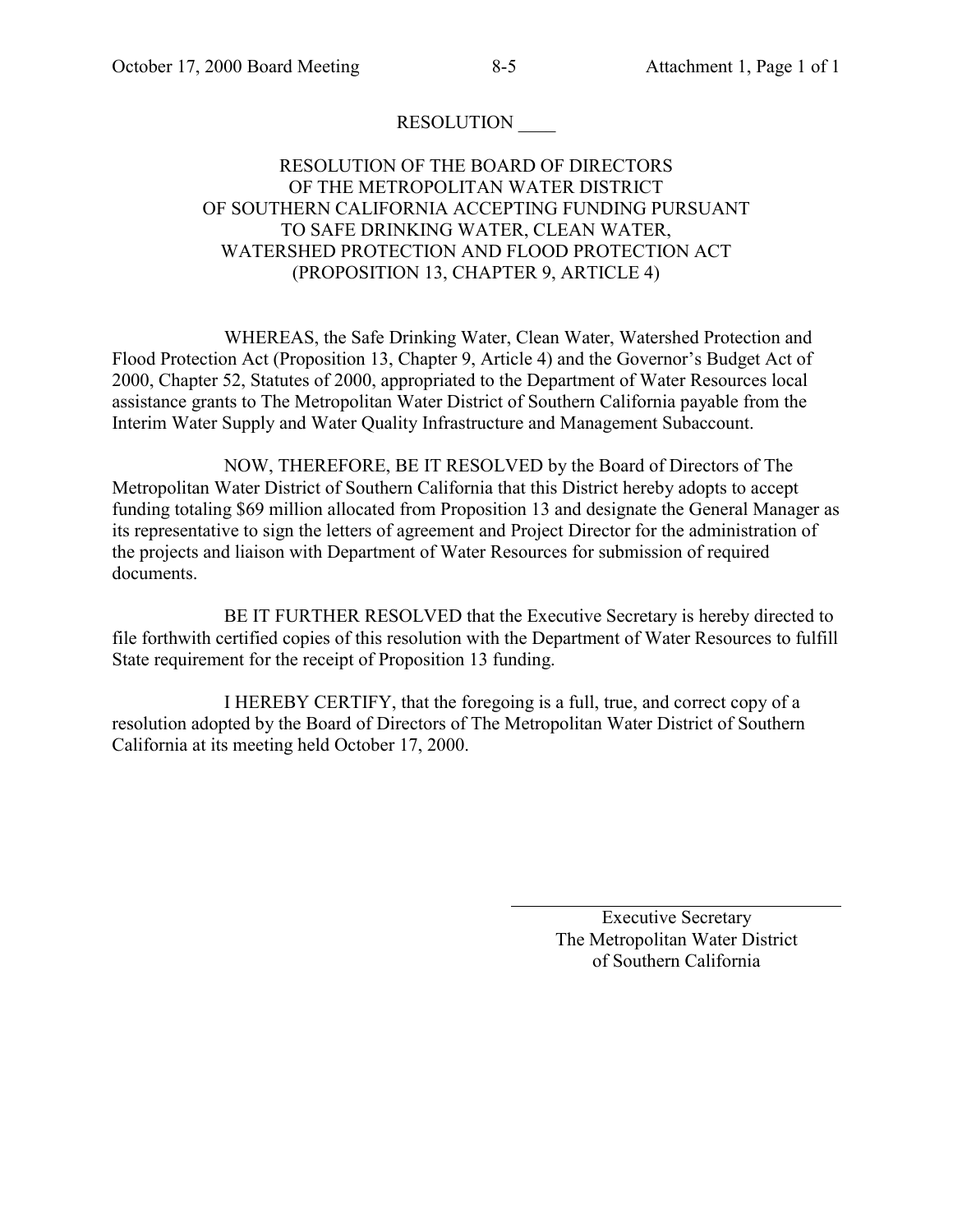RESOLUTION ____

RESOLUTION OF THE BOARD OF DIRECTORS
OF THE METROPOLITAN WATER DISTRICT
OF SOUTHERN CALIFORNIA ACCEPTING FUNDING PURSUANT
TO SAFE DRINKING WATER, CLEAN WATER,
WATERSHED PROTECTION AND FLOOD PROTECTION ACT
(PROPOSITION 13, CHAPTER 9, ARTICLE 4)

WHEREAS, the Safe Drinking Water, Clean Water, Watershed Protection and Flood Protection Act (Proposition 13, Chapter 9, Article 4) and the Governor's Budget Act of 2000, Chapter 52, Statutes of 2000, appropriated to the Department of Water Resources local assistance grants to The Metropolitan Water District of Southern California payable from the Interim Water Supply and Water Quality Infrastructure and Management Subaccount.

NOW, THEREFORE, BE IT RESOLVED by the Board of Directors of The Metropolitan Water District of Southern California that this District hereby adopts to accept funding totaling $69 million allocated from Proposition 13 and designate the General Manager as its representative to sign the letters of agreement and Project Director for the administration of the projects and liaison with Department of Water Resources for submission of required documents.

BE IT FURTHER RESOLVED that the Executive Secretary is hereby directed to file forthwith certified copies of this resolution with the Department of Water Resources to fulfill State requirement for the receipt of Proposition 13 funding.

I HEREBY CERTIFY, that the foregoing is a full, true, and correct copy of a resolution adopted by the Board of Directors of The Metropolitan Water District of Southern California at its meeting held October 17, 2000.

______________________________

Executive Secretary
The Metropolitan Water District
of Southern California